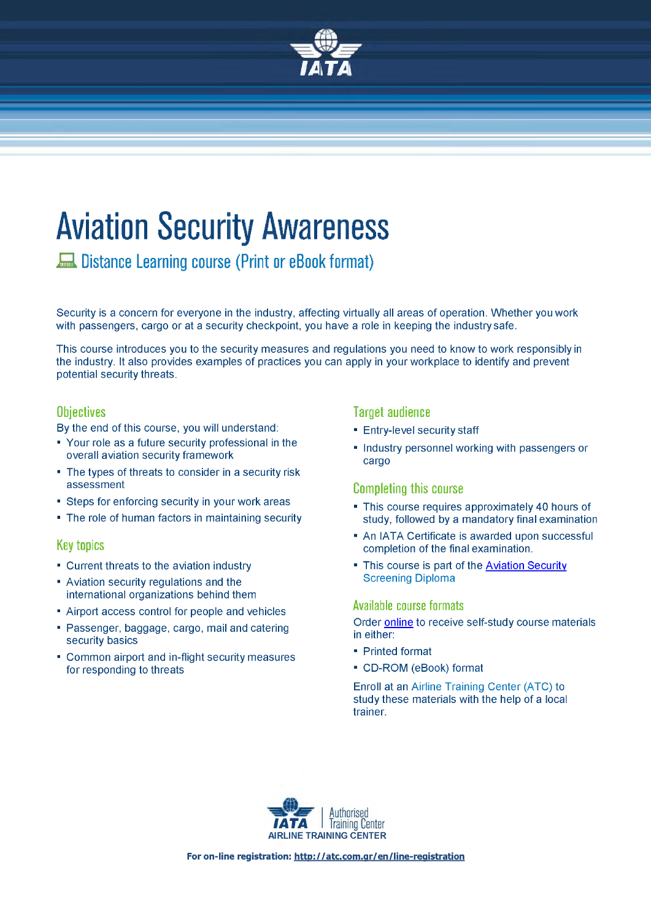# Aviation Security Awareness

## Distance Learning course (Print or eBook format)

Security is a concern for everyone in the industry, affecting virtually all areas of operation. Whether you work with passengers, cargo or at a security checkpoint, you have a role in keeping the industry safe.

This course introduces you to the security measures and regulations you need to know to work responsibly in the industry. It also provides examples of practices you can apply in your workplace to identify and prevent potential security threats.

### Objectives

By the end of this course, you will understand:

- Your role as a future security professional in the overall aviation security framework
- The types of threats to consider in a security risk assessment
- Steps for enforcing security in your work areas
- The role of human factors in maintaining security

### Key topics

- Current threats to the aviation industry
- Aviation security regulations and the international organizations behind them
- Airport access control for people and vehicles
- Passenger, baggage, cargo, mail and catering security basics
- Common airport and in-flight security measures for responding to threats

### Target audience

- Entry-level security staff
- Industry personnel working with passengers or cargo

### Completing this course

- This course requires approximately 40 hours of study, followed by a mandatory final examination
- An IATA Certificate is awarded upon successful completion of the final examination.
- This course is part of the Aviation Security Screening Diploma

### Available course formats

Order online to receive self-study course materials in either:

- Printed format
- CD-ROM (eBook) format

Enroll at an Airline Training Center (ATC) to study these materials with the help of a local trainer.

IATA | Authorised Training Center
AIRLINE TRAINING CENTER

**For on-line registration: http://atc.com.gr/en/line-registration**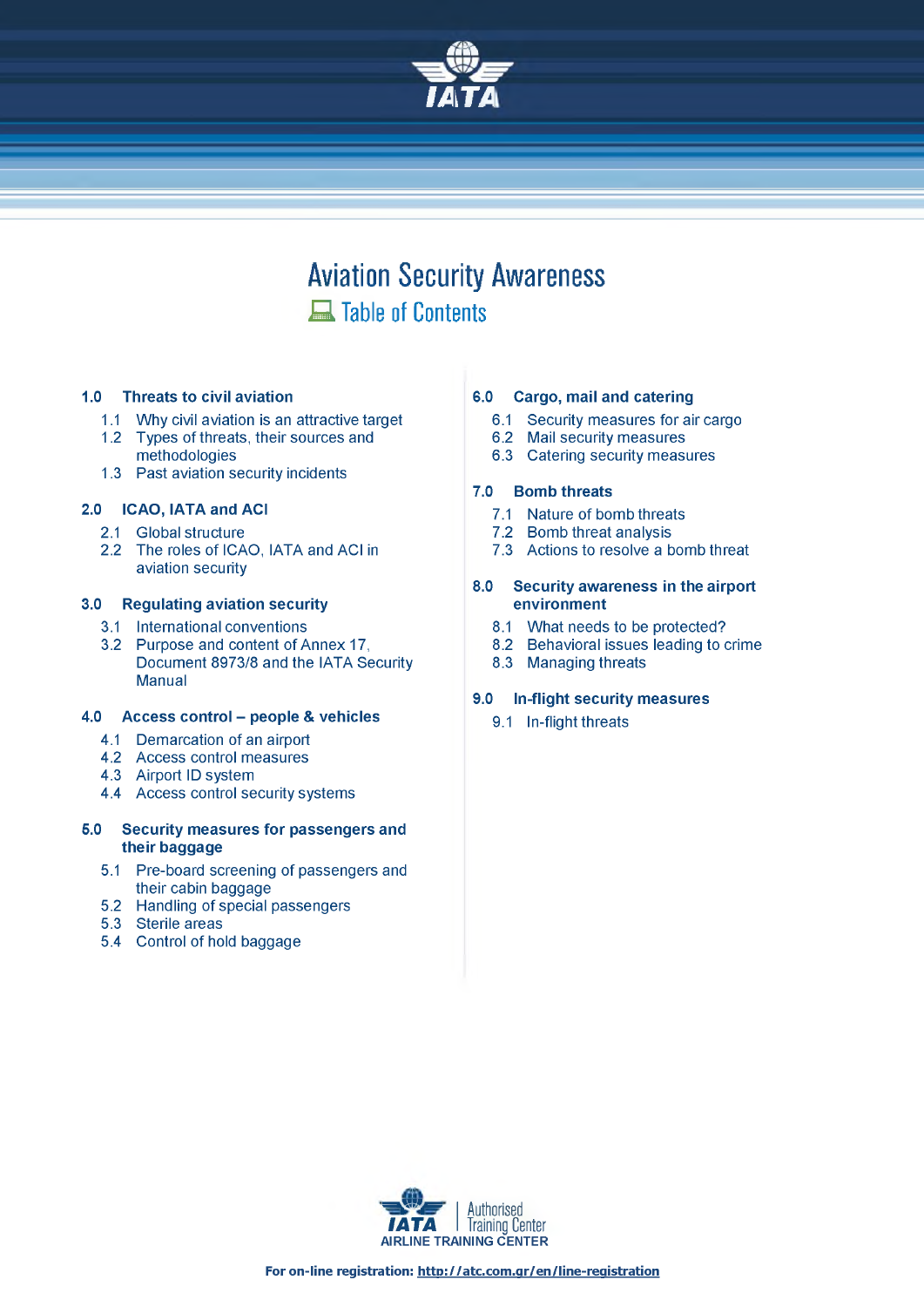# Aviation Security Awareness

## Table of Contents

**1.0 Threats to civil aviation**

- 1.1 Why civil aviation is an attractive target
- 1.2 Types of threats, their sources and methodologies
- 1.3 Past aviation security incidents

**2.0 ICAO, IATA and ACI**

- 2.1 Global structure
- 2.2 The roles of ICAO, IATA and ACI in aviation security

**3.0 Regulating aviation security**

- 3.1 International conventions
- 3.2 Purpose and content of Annex 17, Document 8973/8 and the IATA Security Manual

**4.0 Access control – people & vehicles**

- 4.1 Demarcation of an airport
- 4.2 Access control measures
- 4.3 Airport ID system
- 4.4 Access control security systems

**5.0 Security measures for passengers and their baggage**

- 5.1 Pre-board screening of passengers and their cabin baggage
- 5.2 Handling of special passengers
- 5.3 Sterile areas
- 5.4 Control of hold baggage

**6.0 Cargo, mail and catering**

- 6.1 Security measures for air cargo
- 6.2 Mail security measures
- 6.3 Catering security measures

**7.0 Bomb threats**

- 7.1 Nature of bomb threats
- 7.2 Bomb threat analysis
- 7.3 Actions to resolve a bomb threat

**8.0 Security awareness in the airport environment**

- 8.1 What needs to be protected?
- 8.2 Behavioral issues leading to crime
- 8.3 Managing threats

**9.0 In-flight security measures**

- 9.1 In-flight threats

IATA | Authorised Training Center
AIRLINE TRAINING CENTER

**For on-line registration: http://atc.com.gr/en/line-registration**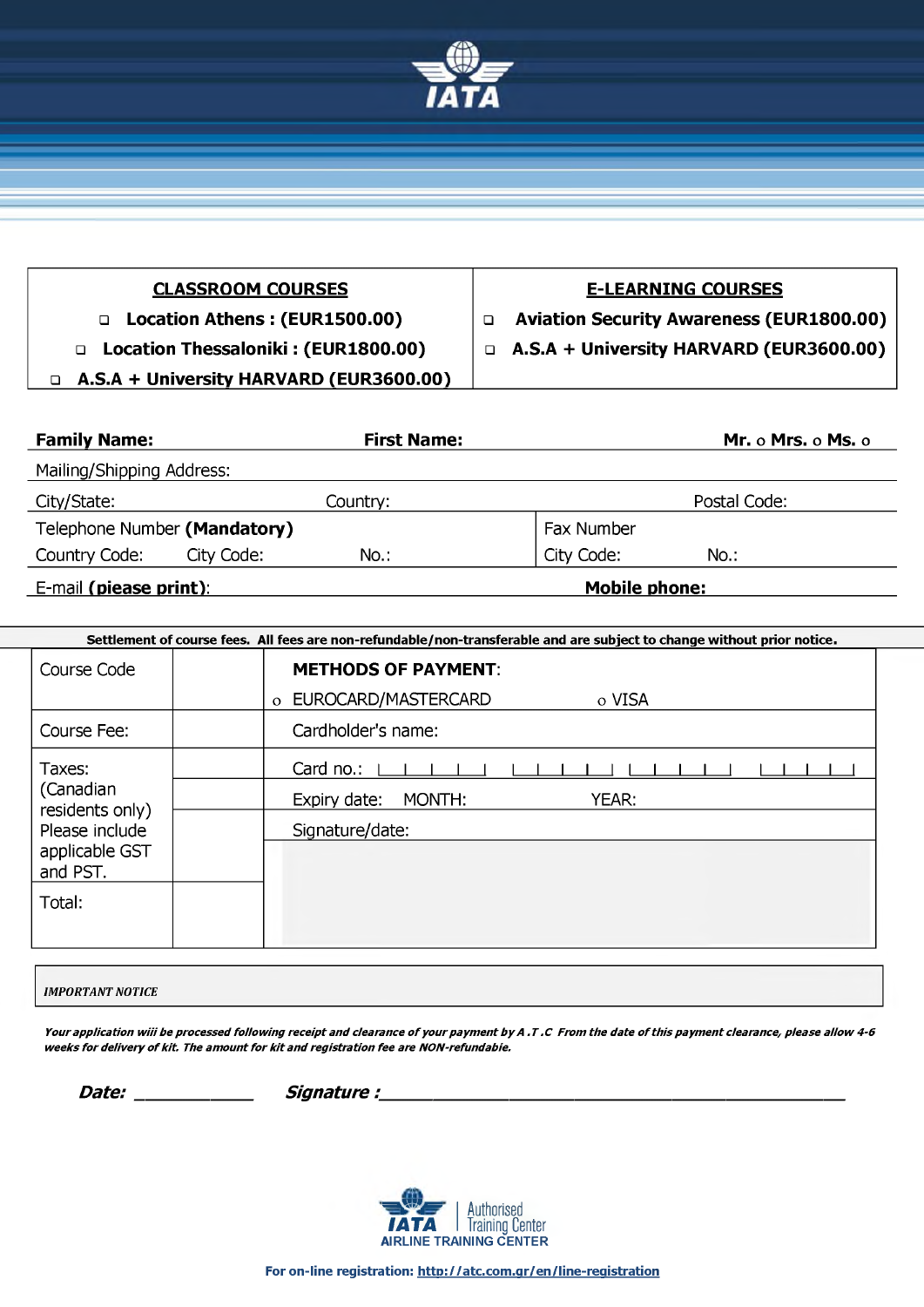IATA

| CLASSROOM COURSES | E-LEARNING COURSES |
| --- | --- |
| ❑ Location Athens : (EUR1500.00) | ❑ Aviation Security Awareness (EUR1800.00) |
| ❑ Location Thessaloniki : (EUR1800.00) | ❑ A.S.A + University HARVARD (EUR3600.00) |
| ❑ A.S.A + University HARVARD (EUR3600.00) | |

**Family Name:** **First Name:** **Mr. o Mrs. o Ms. o**

Mailing/Shipping Address:

City/State: Country: Postal Code:

Telephone Number **(Mandatory)**
Country Code: City Code: No.:

Fax Number
City Code: No.:

E-mail **(please print)**: **Mobile phone:**

**Settlement of course fees. All fees are non-refundable/non-transferable and are subject to change without prior notice.**

| | | |
| --- | --- | --- |
| Course Code | | **METHODS OF PAYMENT**: o EUROCARD/MASTERCARD o VISA |
| Course Fee: | | Cardholder's name: |
| Taxes: (Canadian residents only) Please include applicable GST and PST. | | Card no.: |
| | | Expiry date: MONTH: YEAR: |
| | | Signature/date: |
| Total: | | |

*IMPORTANT NOTICE*

***Your application will be processed following receipt and clearance of your payment by A .T .C From the date of this payment clearance, please allow 4-6 weeks for delivery of kit. The amount for kit and registration fee are NON-refundable.***

***Date:*** ____________ ***Signature :***____________________________________________

IATA | Authorised Training Center
AIRLINE TRAINING CENTER

**For on-line registration: http://atc.com.gr/en/line-registration**